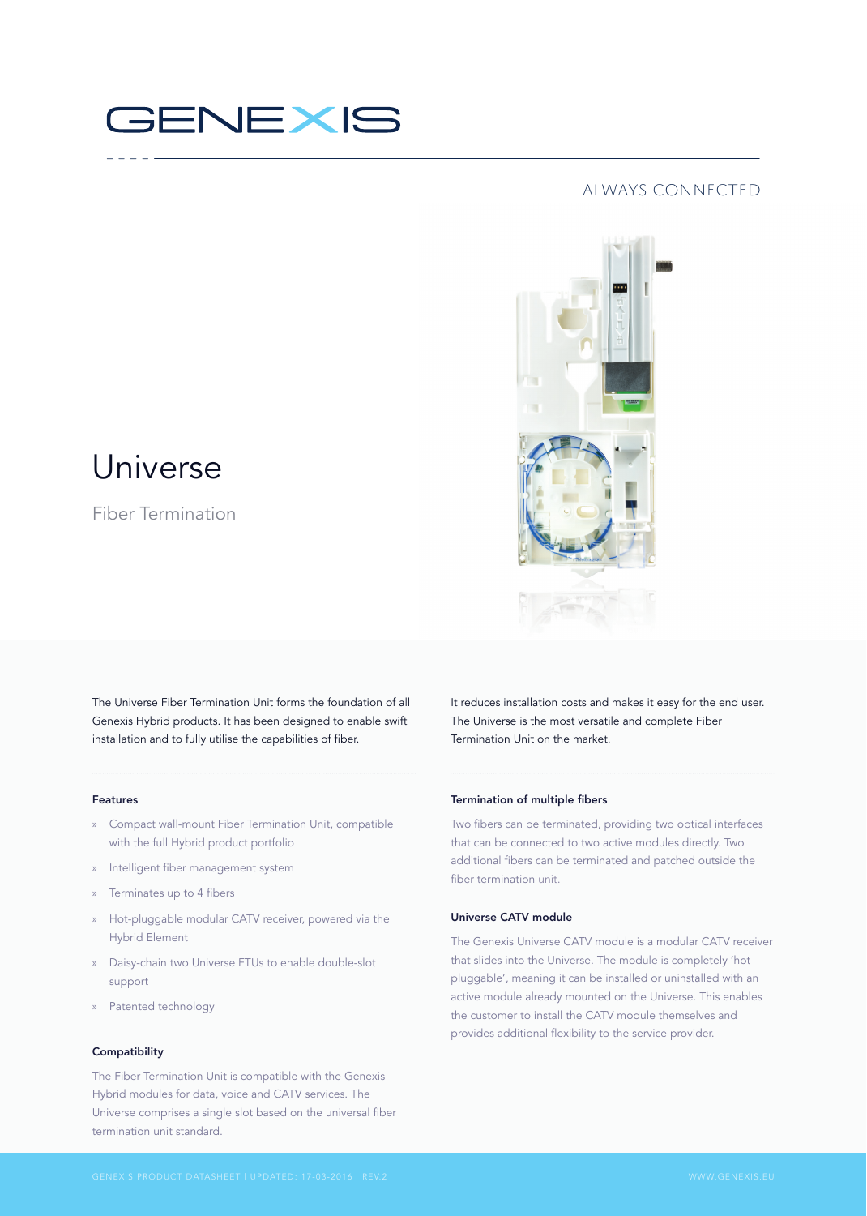GENEXIS

ALWAYS CONNECTED

# Universe

## Fiber Termination

The Universe Fiber Termination Unit forms the foundation of all Genexis Hybrid products. It has been designed to enable swift installation and to fully utilise the capabilities of fiber.

It reduces installation costs and makes it easy for the end user. The Universe is the most versatile and complete Fiber Termination Unit on the market.

### Features

- Compact wall-mount Fiber Termination Unit, compatible with the full Hybrid product portfolio
- Intelligent fiber management system
- Terminates up to 4 fibers
- Hot-pluggable modular CATV receiver, powered via the Hybrid Element
- Daisy-chain two Universe FTUs to enable double-slot support
- Patented technology

### Compatibility

The Fiber Termination Unit is compatible with the Genexis Hybrid modules for data, voice and CATV services. The Universe comprises a single slot based on the universal fiber termination unit standard.

### Termination of multiple fibers

Two fibers can be terminated, providing two optical interfaces that can be connected to two active modules directly. Two additional fibers can be terminated and patched outside the fiber termination unit.

### Universe CATV module

The Genexis Universe CATV module is a modular CATV receiver that slides into the Universe. The module is completely 'hot pluggable', meaning it can be installed or uninstalled with an active module already mounted on the Universe. This enables the customer to install the CATV module themselves and provides additional flexibility to the service provider.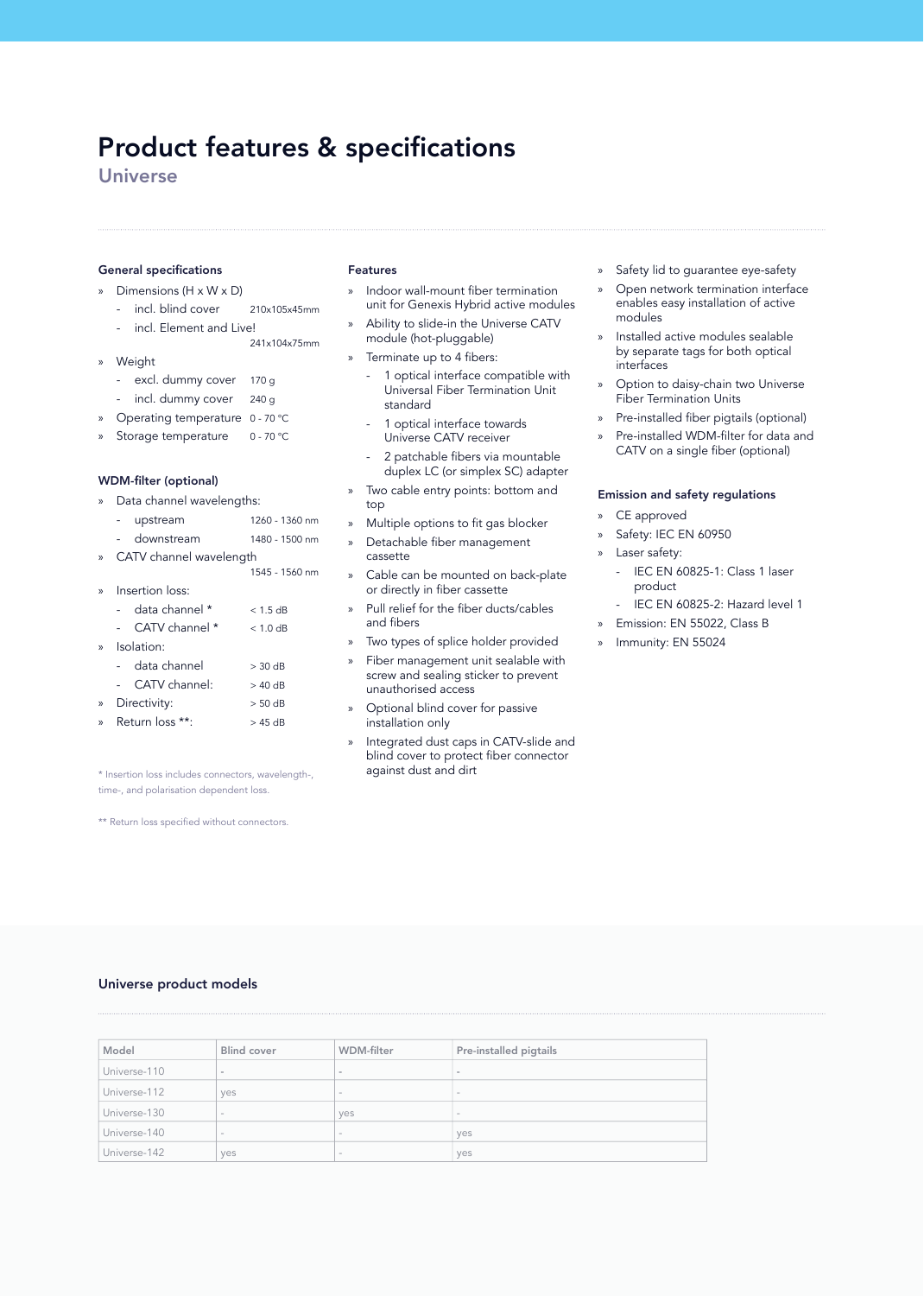# Product features & specifications

## Universe

### General specifications

- Dimensions (H x W x D)
  - incl. blind cover 210x105x45mm
  - incl. Element and Live! 241x104x75mm
- Weight
  - excl. dummy cover 170 g
  - incl. dummy cover 240 g
- Operating temperature 0 - 70 °C
- Storage temperature 0 - 70 °C

### WDM-filter (optional)

- Data channel wavelengths:
  - upstream 1260 - 1360 nm
  - downstream 1480 - 1500 nm
- CATV channel wavelength 1545 - 1560 nm
- Insertion loss:
  - data channel * < 1.5 dB
  - CATV channel * < 1.0 dB
- Isolation:
  - data channel > 30 dB
  - CATV channel: > 40 dB
- Directivity: > 50 dB
- Return loss **: > 45 dB

* Insertion loss includes connectors, wavelength-, time-, and polarisation dependent loss.

** Return loss specified without connectors.

### Features

- Indoor wall-mount fiber termination unit for Genexis Hybrid active modules
- Ability to slide-in the Universe CATV module (hot-pluggable)
- Terminate up to 4 fibers:
  - 1 optical interface compatible with Universal Fiber Termination Unit standard
  - 1 optical interface towards Universe CATV receiver
  - 2 patchable fibers via mountable duplex LC (or simplex SC) adapter
- Two cable entry points: bottom and top
- Multiple options to fit gas blocker
- Detachable fiber management cassette
- Cable can be mounted on back-plate or directly in fiber cassette
- Pull relief for the fiber ducts/cables and fibers
- Two types of splice holder provided
- Fiber management unit sealable with screw and sealing sticker to prevent unauthorised access
- Optional blind cover for passive installation only
- Integrated dust caps in CATV-slide and blind cover to protect fiber connector against dust and dirt
- Safety lid to guarantee eye-safety
- Open network termination interface enables easy installation of active modules
- Installed active modules sealable by separate tags for both optical interfaces
- Option to daisy-chain two Universe Fiber Termination Units
- Pre-installed fiber pigtails (optional)
- Pre-installed WDM-filter for data and CATV on a single fiber (optional)

### Emission and safety regulations

- CE approved
- Safety: IEC EN 60950
- Laser safety:
  - IEC EN 60825-1: Class 1 laser product
  - IEC EN 60825-2: Hazard level 1
- Emission: EN 55022, Class B
- Immunity: EN 55024

### Universe product models

| Model | Blind cover | WDM-filter | Pre-installed pigtails |
|---|---|---|---|
| Universe-110 | - | - | - |
| Universe-112 | yes | - | - |
| Universe-130 | - | yes | - |
| Universe-140 | - | - | yes |
| Universe-142 | yes | - | yes |